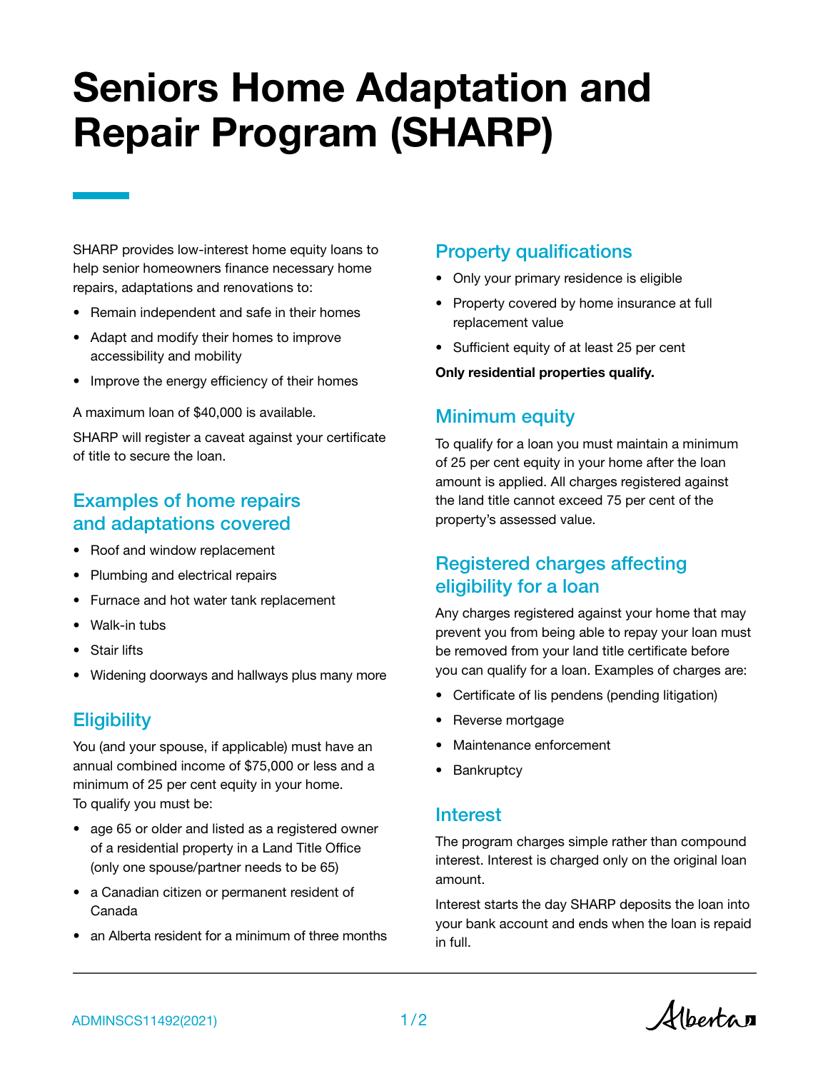# Seniors Home Adaptation and Repair Program (SHARP)

SHARP provides low-interest home equity loans to help senior homeowners finance necessary home repairs, adaptations and renovations to:

- Remain independent and safe in their homes
- Adapt and modify their homes to improve accessibility and mobility
- Improve the energy efficiency of their homes

A maximum loan of $40,000 is available.

SHARP will register a caveat against your certificate of title to secure the loan.

## Examples of home repairs and adaptations covered

- Roof and window replacement
- Plumbing and electrical repairs
- Furnace and hot water tank replacement
- Walk-in tubs
- Stair lifts
- Widening doorways and hallways plus many more

## Eligibility

You (and your spouse, if applicable) must have an annual combined income of $75,000 or less and a minimum of 25 per cent equity in your home. To qualify you must be:

- age 65 or older and listed as a registered owner of a residential property in a Land Title Office (only one spouse/partner needs to be 65)
- a Canadian citizen or permanent resident of Canada
- an Alberta resident for a minimum of three months

## Property qualifications

- Only your primary residence is eligible
- Property covered by home insurance at full replacement value
- Sufficient equity of at least 25 per cent

**Only residential properties qualify.**

## Minimum equity

To qualify for a loan you must maintain a minimum of 25 per cent equity in your home after the loan amount is applied. All charges registered against the land title cannot exceed 75 per cent of the property's assessed value.

## Registered charges affecting eligibility for a loan

Any charges registered against your home that may prevent you from being able to repay your loan must be removed from your land title certificate before you can qualify for a loan. Examples of charges are:

- Certificate of lis pendens (pending litigation)
- Reverse mortgage
- Maintenance enforcement
- Bankruptcy

## Interest

The program charges simple rather than compound interest. Interest is charged only on the original loan amount.

Interest starts the day SHARP deposits the loan into your bank account and ends when the loan is repaid in full.

ADMINSCS11492(2021)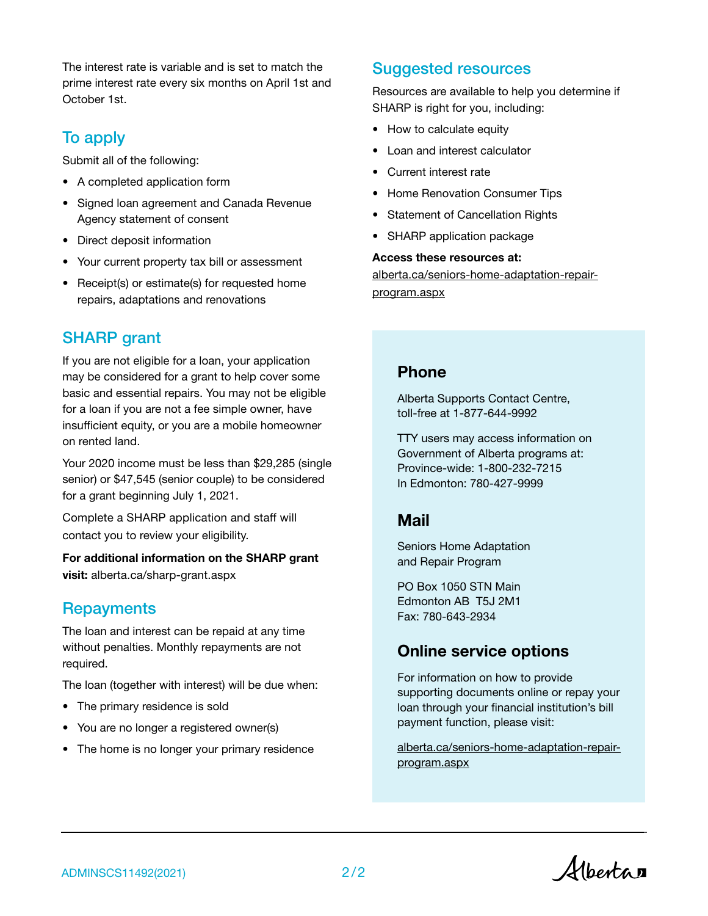The interest rate is variable and is set to match the prime interest rate every six months on April 1st and October 1st.

## To apply

Submit all of the following:

- A completed application form
- Signed loan agreement and Canada Revenue Agency statement of consent
- Direct deposit information
- Your current property tax bill or assessment
- Receipt(s) or estimate(s) for requested home repairs, adaptations and renovations

## SHARP grant

If you are not eligible for a loan, your application may be considered for a grant to help cover some basic and essential repairs. You may not be eligible for a loan if you are not a fee simple owner, have insufficient equity, or you are a mobile homeowner on rented land.

Your 2020 income must be less than $29,285 (single senior) or $47,545 (senior couple) to be considered for a grant beginning July 1, 2021.

Complete a SHARP application and staff will contact you to review your eligibility.

**For additional information on the SHARP grant visit:** alberta.ca/sharp-grant.aspx

## Repayments

The loan and interest can be repaid at any time without penalties. Monthly repayments are not required.

The loan (together with interest) will be due when:

- The primary residence is sold
- You are no longer a registered owner(s)
- The home is no longer your primary residence

## Suggested resources

Resources are available to help you determine if SHARP is right for you, including:

- How to calculate equity
- Loan and interest calculator
- Current interest rate
- Home Renovation Consumer Tips
- Statement of Cancellation Rights
- SHARP application package

**Access these resources at:**
alberta.ca/seniors-home-adaptation-repair-program.aspx

### Phone

Alberta Supports Contact Centre, toll-free at 1-877-644-9992

TTY users may access information on Government of Alberta programs at:
Province-wide: 1-800-232-7215
In Edmonton: 780-427-9999

### Mail

Seniors Home Adaptation and Repair Program

PO Box 1050 STN Main
Edmonton AB T5J 2M1
Fax: 780-643-2934

### Online service options

For information on how to provide supporting documents online or repay your loan through your financial institution's bill payment function, please visit:

alberta.ca/seniors-home-adaptation-repair-program.aspx

ADMINSCS11492(2021)